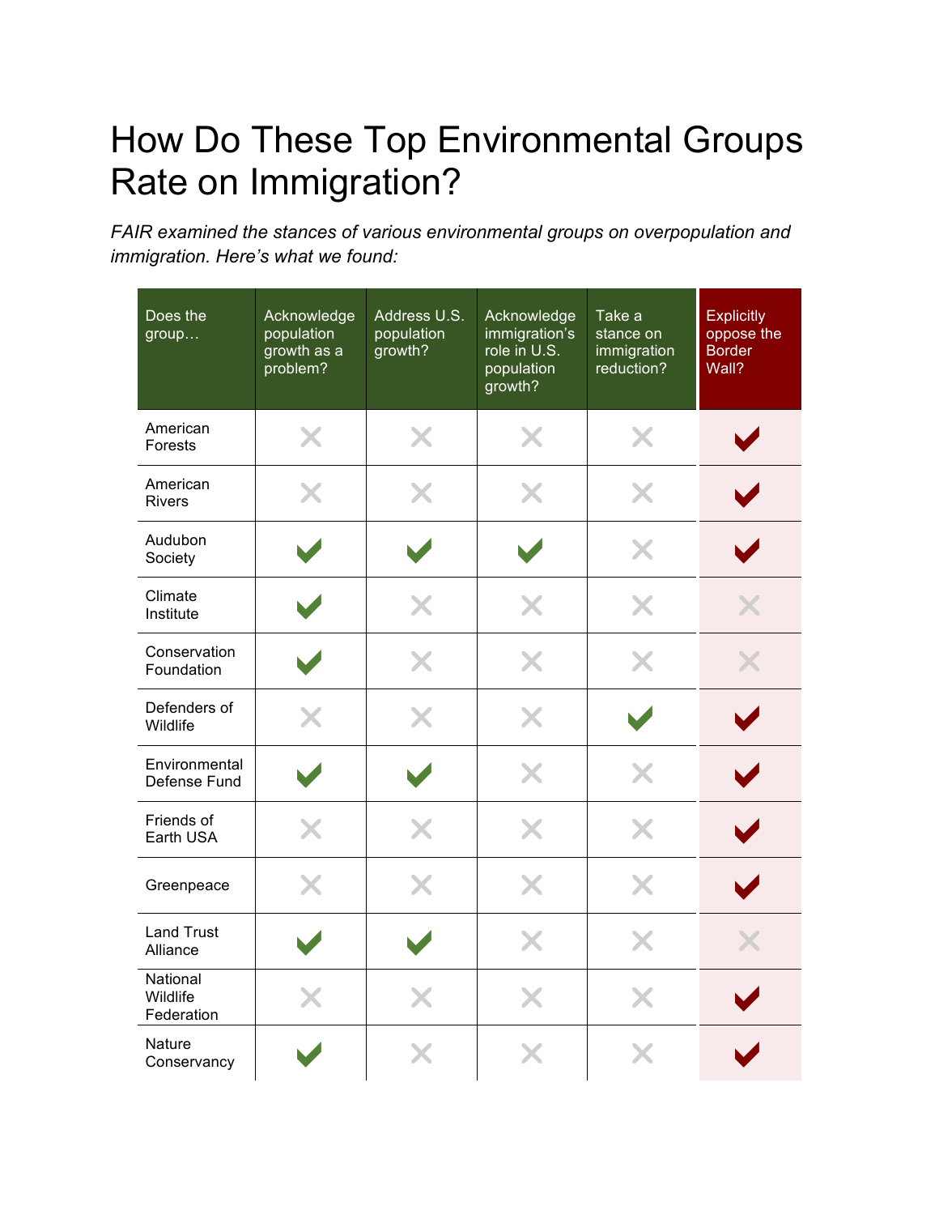# How Do These Top Environmental Groups Rate on Immigration?

*FAIR examined the stances of various environmental groups on overpopulation and immigration. Here's what we found:*

| Does the group… | Acknowledge population growth as a problem? | Address U.S. population growth? | Acknowledge immigration's role in U.S. population growth? | Take a stance on immigration reduction? | Explicitly oppose the Border Wall? |
|---|---|---|---|---|---|
| American Forests | ✗ | ✗ | ✗ | ✗ | ✓ |
| American Rivers | ✗ | ✗ | ✗ | ✗ | ✓ |
| Audubon Society | ✓ | ✓ | ✓ | ✗ | ✓ |
| Climate Institute | ✓ | ✗ | ✗ | ✗ | ✗ |
| Conservation Foundation | ✓ | ✗ | ✗ | ✗ | ✗ |
| Defenders of Wildlife | ✗ | ✗ | ✗ | ✓ | ✓ |
| Environmental Defense Fund | ✓ | ✓ | ✗ | ✗ | ✓ |
| Friends of Earth USA | ✗ | ✗ | ✗ | ✗ | ✓ |
| Greenpeace | ✗ | ✗ | ✗ | ✗ | ✓ |
| Land Trust Alliance | ✓ | ✓ | ✗ | ✗ | ✗ |
| National Wildlife Federation | ✗ | ✗ | ✗ | ✗ | ✓ |
| Nature Conservancy | ✓ | ✗ | ✗ | ✗ | ✓ |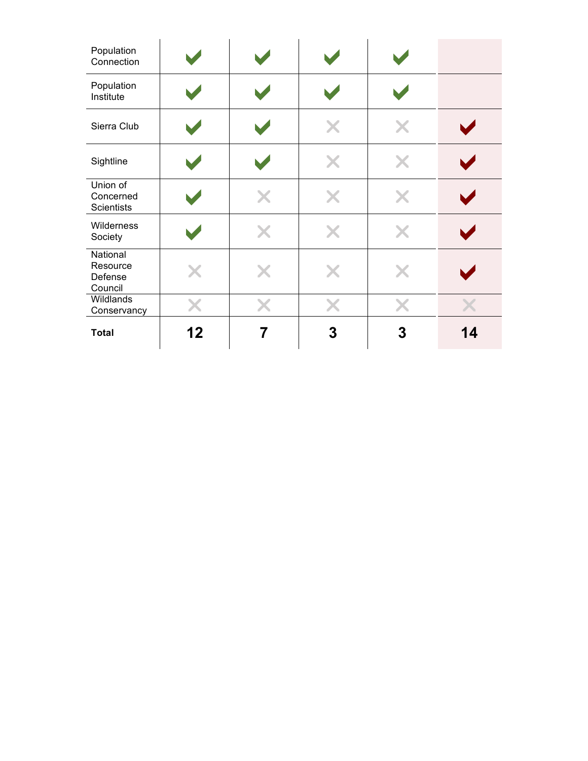| | | | | | |
|---|---|---|---|---|---|
| Population Connection | ✓ | ✓ | ✓ | ✓ | |
| Population Institute | ✓ | ✓ | ✓ | ✓ | |
| Sierra Club | ✓ | ✓ | ✗ | ✗ | ✓ |
| Sightline | ✓ | ✓ | ✗ | ✗ | ✓ |
| Union of Concerned Scientists | ✓ | ✗ | ✗ | ✗ | ✓ |
| Wilderness Society | ✓ | ✗ | ✗ | ✗ | ✓ |
| National Resource Defense Council | ✗ | ✗ | ✗ | ✗ | ✓ |
| Wildlands Conservancy | ✗ | ✗ | ✗ | ✗ | ✗ |
| **Total** | **12** | **7** | **3** | **3** | **14** |